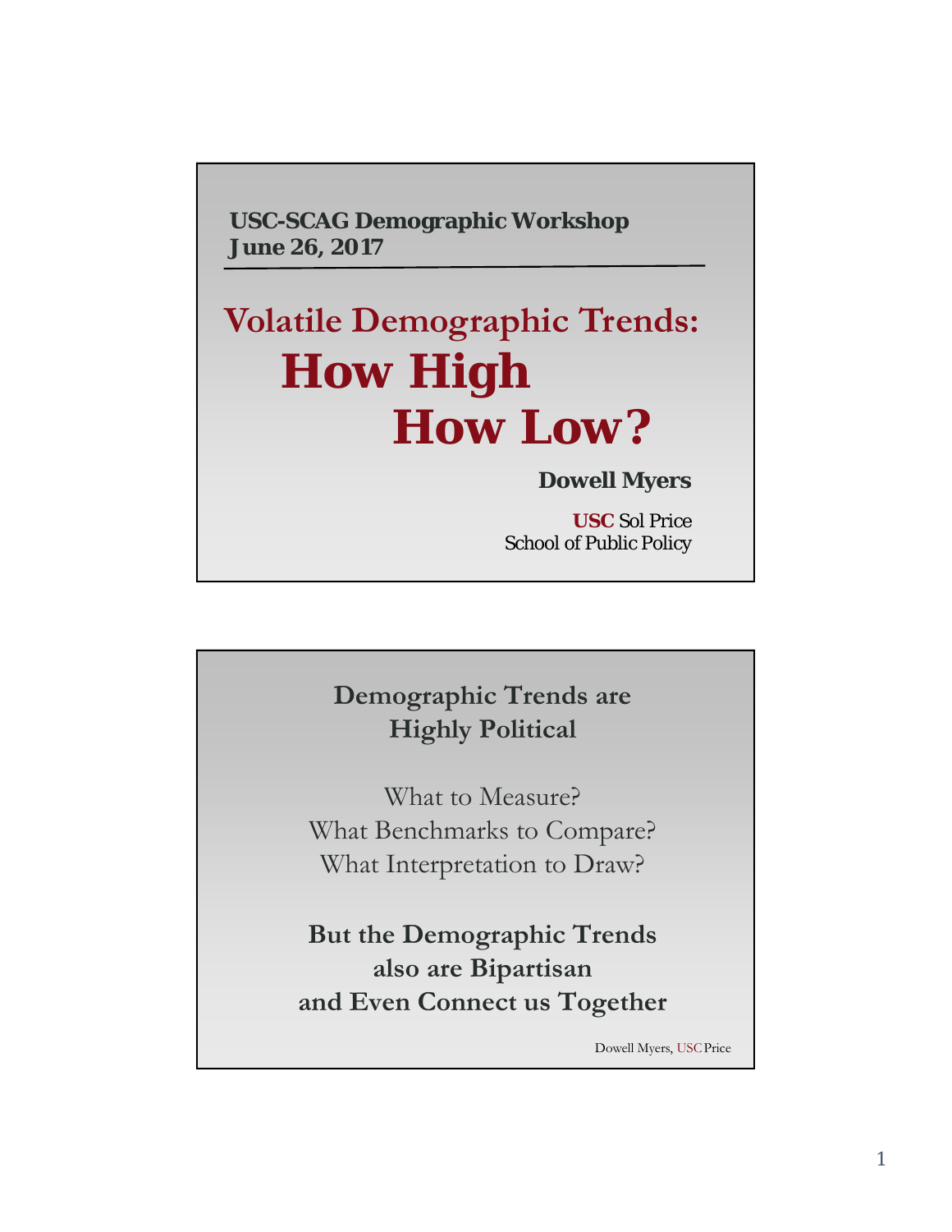**USC-SCAG Demographic Workshop**
**June 26, 2017**

# Volatile Demographic Trends:
# How High
# How Low?

**Dowell Myers**

**USC** Sol Price
School of Public Policy

---

## Demographic Trends are Highly Political

What to Measure?
What Benchmarks to Compare?
What Interpretation to Draw?

**But the Demographic Trends also are Bipartisan and Even Connect us Together**

Dowell Myers, USC Price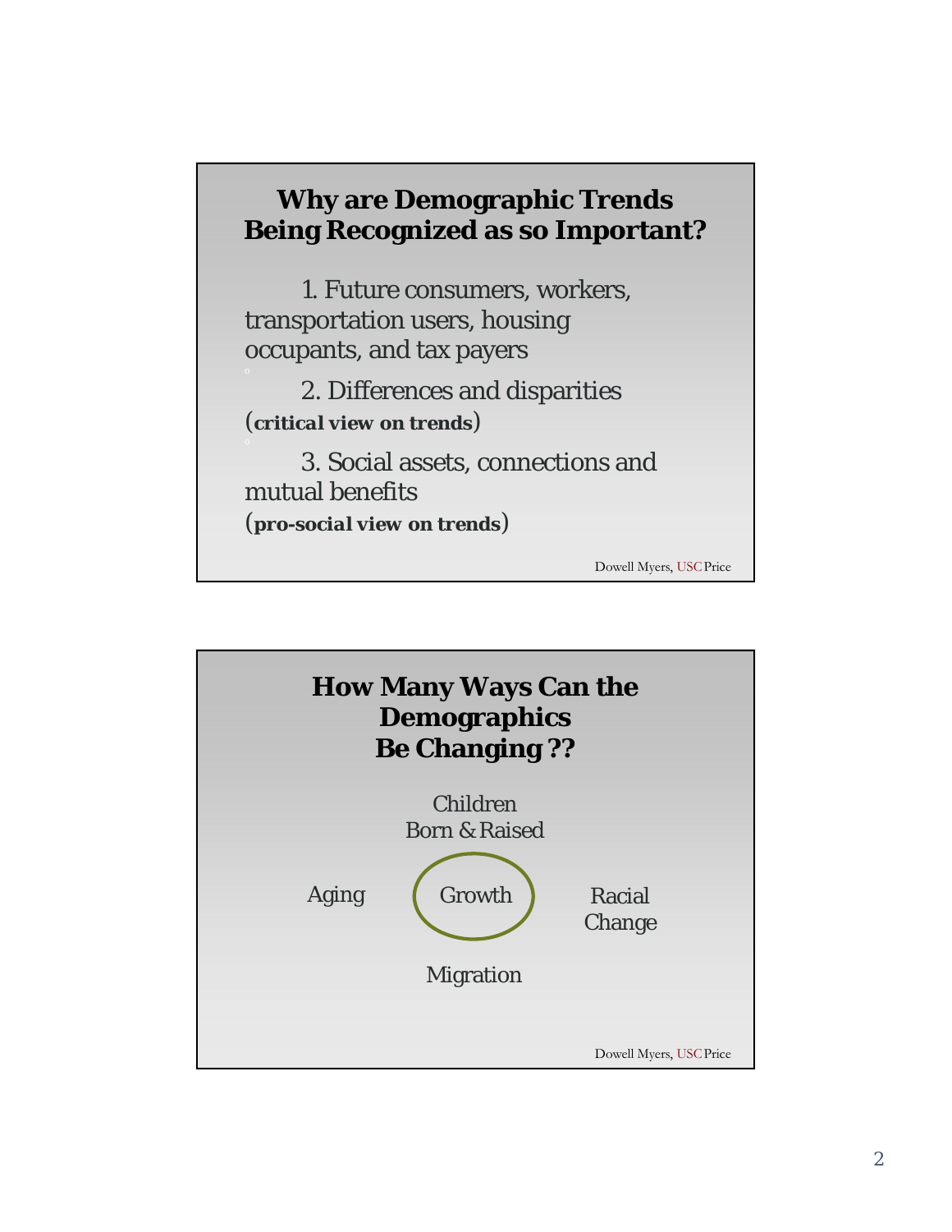## Why are Demographic Trends Being Recognized as so Important?

1. Future consumers, workers, transportation users, housing occupants, and tax payers

2. Differences and disparities (**critical view on trends**)

3. Social assets, connections and mutual benefits (**pro-social view on trends**)

Dowell Myers, USC Price

## How Many Ways Can the Demographics Be Changing ??

Children Born & Raised

Aging

Growth

Racial Change

Migration

Dowell Myers, USC Price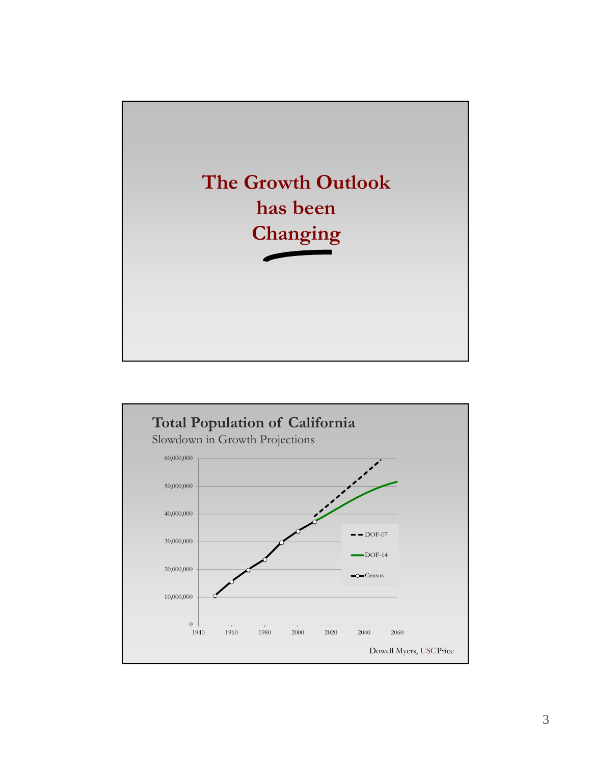# The Growth Outlook has been Changing

## Total Population of California

Slowdown in Growth Projections

60,000,000
50,000,000
40,000,000
30,000,000
20,000,000
10,000,000
0

1940 1960 1980 2000 2020 2040 2060

DOF-07

DOF-14

Census

Dowell Myers, USC Price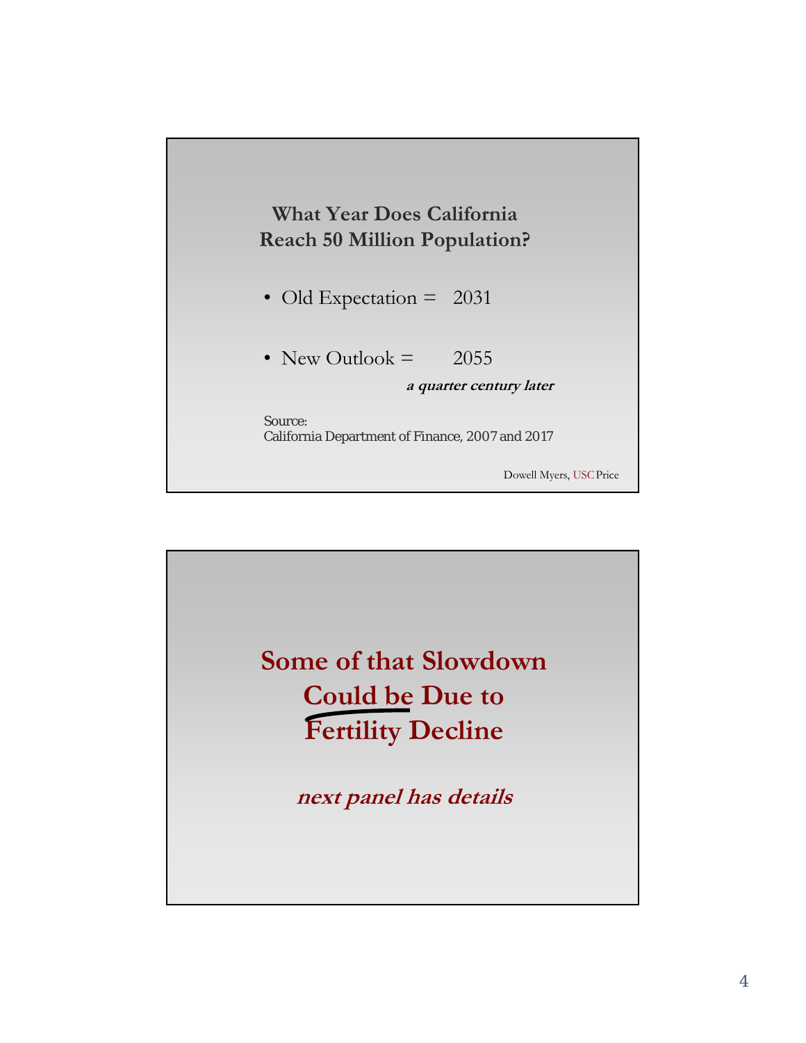## What Year Does California Reach 50 Million Population?

- Old Expectation = 2031
- New Outlook = 2055

***a quarter century later***

Source:
California Department of Finance, 2007 and 2017

Dowell Myers, USC Price

## Some of that Slowdown Could be Due to Fertility Decline

***next panel has details***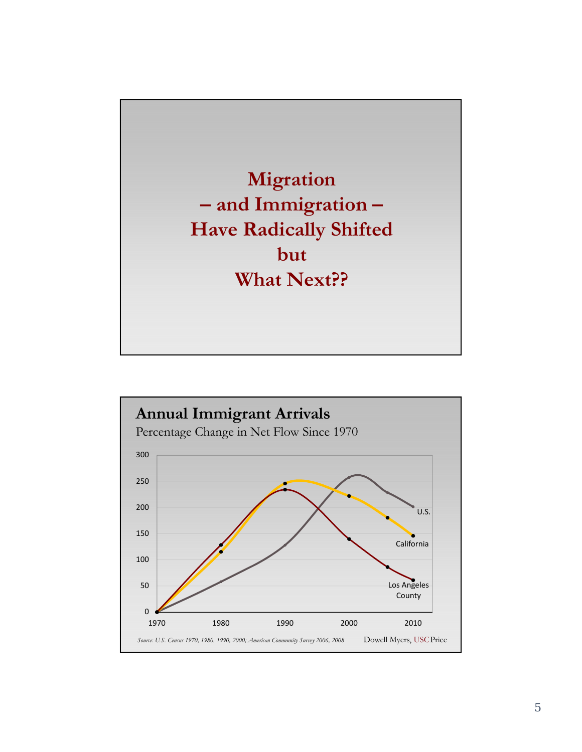# Migration
# – and Immigration –
# Have Radically Shifted
# but
# What Next??

## Annual Immigrant Arrivals

Percentage Change in Net Flow Since 1970

300

250

200

150

100

50

0

1970 1980 1990 2000 2010

U.S.

California

Los Angeles County

*Source: U.S. Census 1970, 1980, 1990, 2000; American Community Survey 2006, 2008*

Dowell Myers, USC Price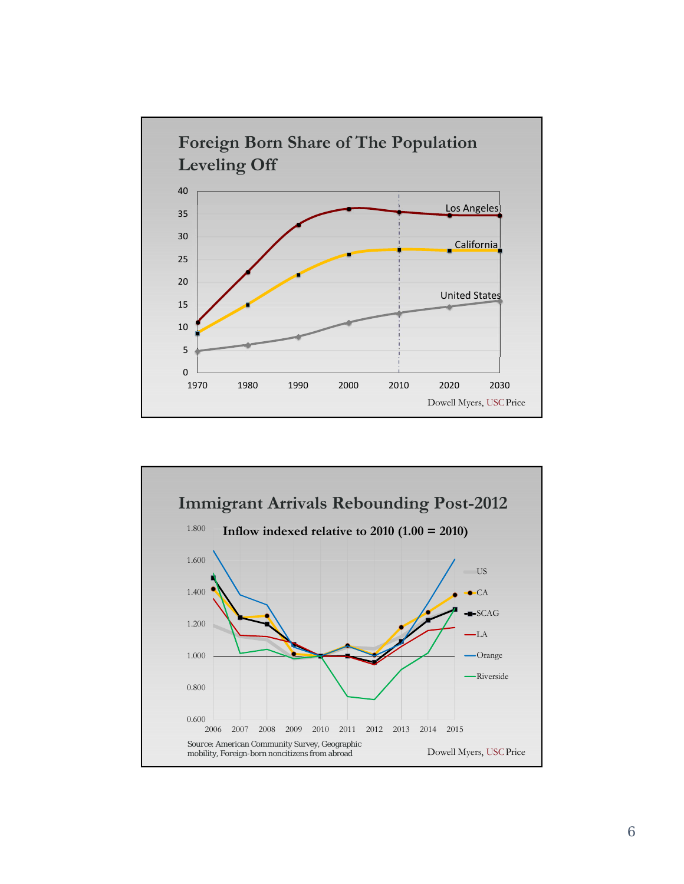## Foreign Born Share of The Population Leveling Off

Dowell Myers, USC Price

## Immigrant Arrivals Rebounding Post-2012

**Inflow indexed relative to 2010 (1.00 = 2010)**

Source: American Community Survey, Geographic mobility, Foreign-born noncitizens from abroad

Dowell Myers, USC Price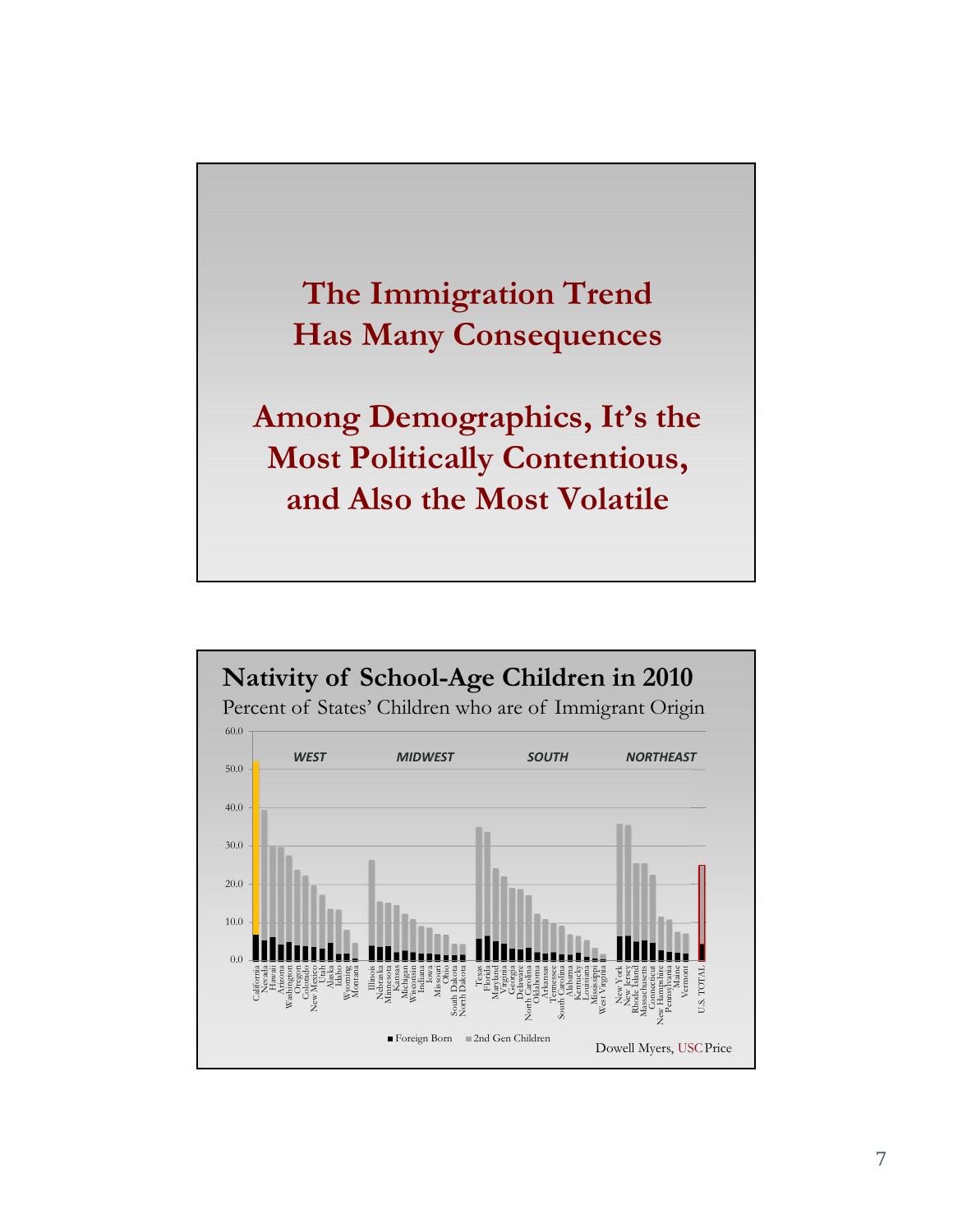# The Immigration Trend Has Many Consequences

# Among Demographics, It's the Most Politically Contentious, and Also the Most Volatile

## Nativity of School-Age Children in 2010

Percent of States' Children who are of Immigrant Origin

WEST — MIDWEST — SOUTH — NORTHEAST

California, Nevada, Hawaii, Arizona, Washington, Oregon, Colorado, New Mexico, Utah, Alaska, Idaho, Wyoming, Montana, Illinois, Nebraska, Minnesota, Kansas, Michigan, Wisconsin, Indiana, Iowa, Missouri, Ohio, South Dakota, North Dakota, Texas, Florida, Maryland, Virginia, Georgia, Delaware, North Carolina, Oklahoma, Arkansas, Tennessee, South Carolina, Alabama, Kentucky, Louisiana, Mississippi, West Virginia, New York, New Jersey, Rhode Island, Massachusetts, Connecticut, New Hampshire, Pennsylvania, Maine, Vermont, U.S. TOTAL

■ Foreign Born ■ 2nd Gen Children

Dowell Myers, USC Price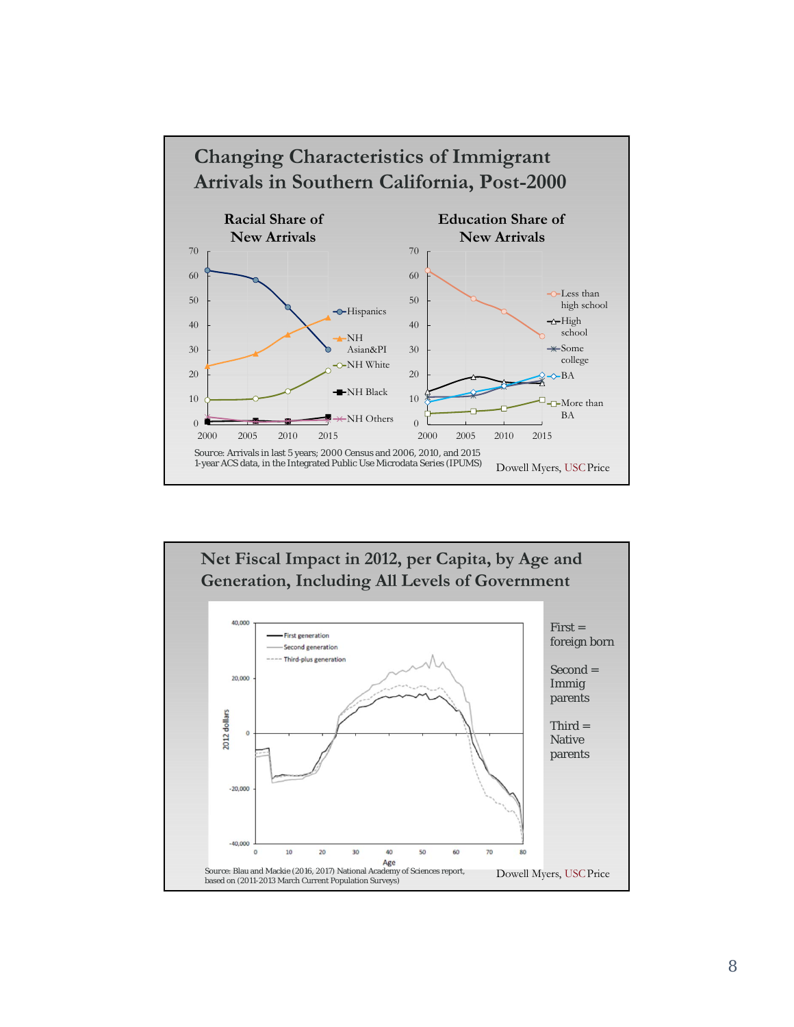## Changing Characteristics of Immigrant Arrivals in Southern California, Post-2000

**Racial Share of New Arrivals**

**Education Share of New Arrivals**

Source: Arrivals in last 5 years; 2000 Census and 2006, 2010, and 2015 1-year ACS data, in the Integrated Public Use Microdata Series (IPUMS)

Dowell Myers, USC Price

## Net Fiscal Impact in 2012, per Capita, by Age and Generation, Including All Levels of Government

First = foreign born

Second = Immig parents

Third = Native parents

Source: Blau and Mackie (2016, 2017) National Academy of Sciences report, based on (2011-2013 March Current Population Surveys)

Dowell Myers, USC Price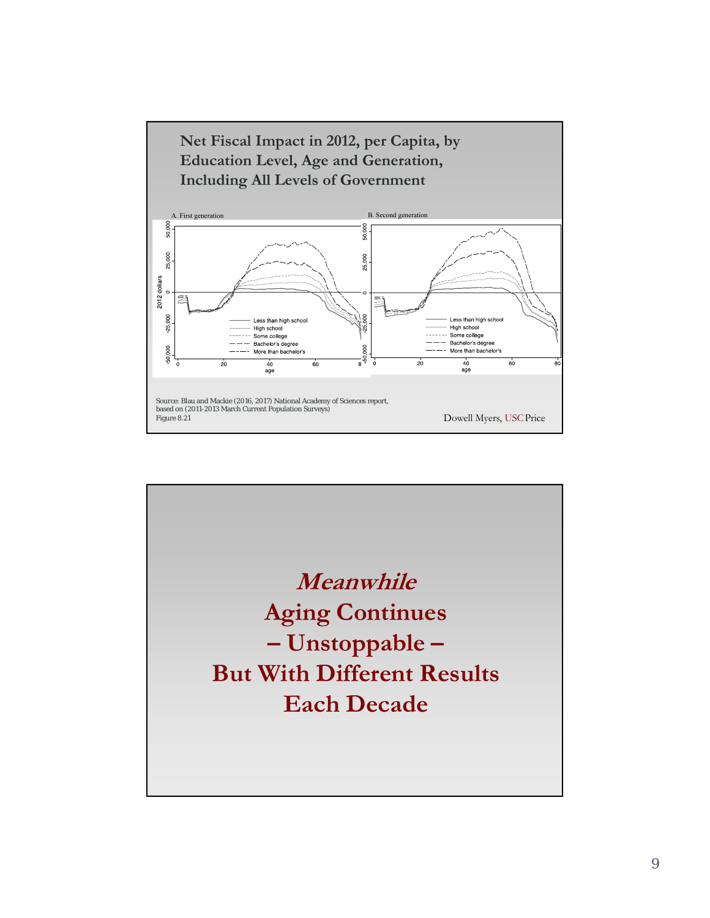## Net Fiscal Impact in 2012, per Capita, by Education Level, Age and Generation, Including All Levels of Government

A. First generation

B. Second generation

Less than high school
High school
Some college
Bachelor's degree
More than bachelor's

Source: Blau and Mackie (2016, 2017) National Academy of Sciences report, based on (2011-2013 March Current Population Surveys)
Figure 8.21

Dowell Myers, USC Price

---

## *Meanwhile*
## Aging Continues
## – Unstoppable –
## But With Different Results Each Decade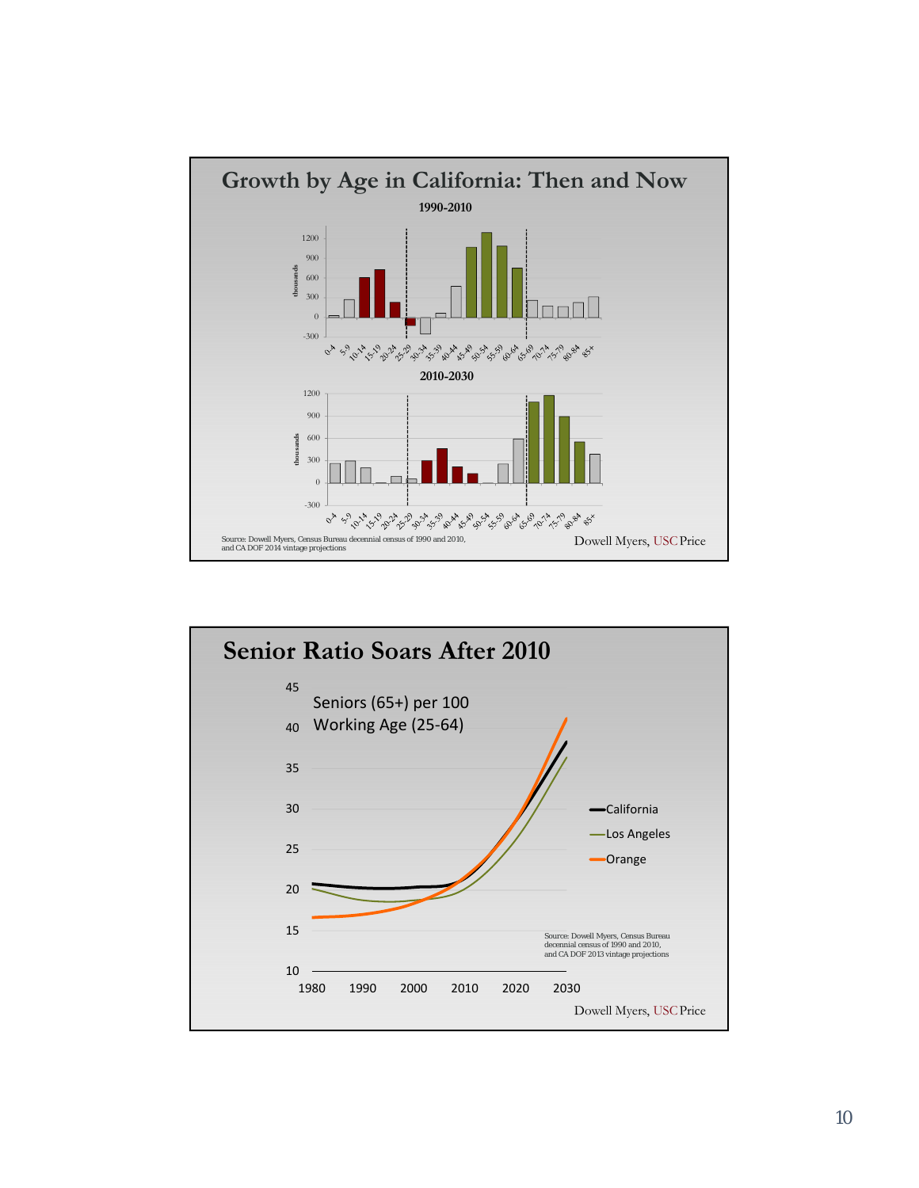## Growth by Age in California: Then and Now

**1990-2010**

**2010-2030**

Source: Dowell Myers, Census Bureau decennial census of 1990 and 2010, and CA DOF 2014 vintage projections

Dowell Myers, USC Price

## Senior Ratio Soars After 2010

Seniors (65+) per 100 Working Age (25-64)

Source: Dowell Myers, Census Bureau decennial census of 1990 and 2010, and CA DOF 2013 vintage projections

Dowell Myers, USC Price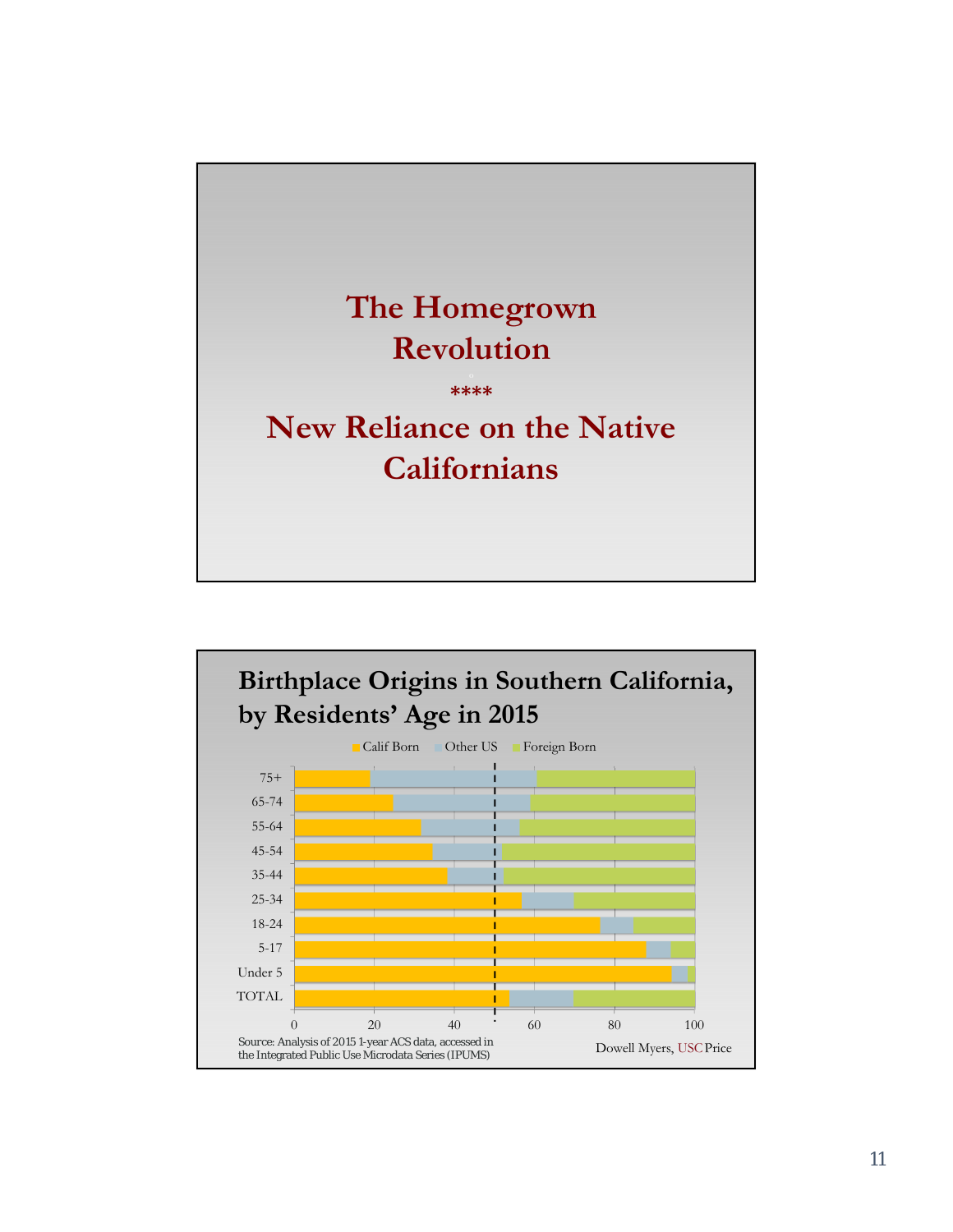# The Homegrown Revolution

****

# New Reliance on the Native Californians

## Birthplace Origins in Southern California, by Residents' Age in 2015

Calif Born | Other US | Foreign Born

75+
65-74
55-64
45-54
35-44
25-34
18-24
5-17
Under 5
TOTAL

0 20 40 60 80 100

Source: Analysis of 2015 1-year ACS data, accessed in the Integrated Public Use Microdata Series (IPUMS)

Dowell Myers, USC Price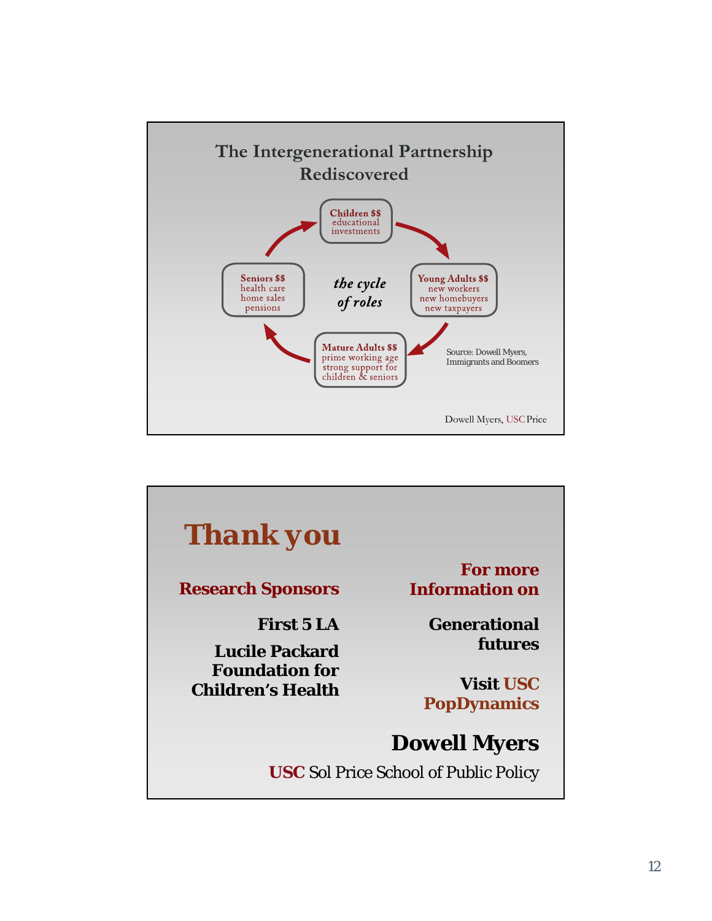## The Intergenerational Partnership Rediscovered

**Children $$**
educational investments

**Young Adults $$**
new workers
new homebuyers
new taxpayers

**Mature Adults $$**
prime working age
strong support for children & seniors

**Seniors $$**
health care
home sales
pensions

*the cycle of roles*

Source: Dowell Myers, Immigrants and Boomers

Dowell Myers, USC Price

# Thank you

**Research Sponsors**

**First 5 LA**

**Lucile Packard Foundation for Children's Health**

**For more Information on**

**Generational futures**

**Visit USC PopDynamics**

**Dowell Myers**

**USC** Sol Price School of Public Policy